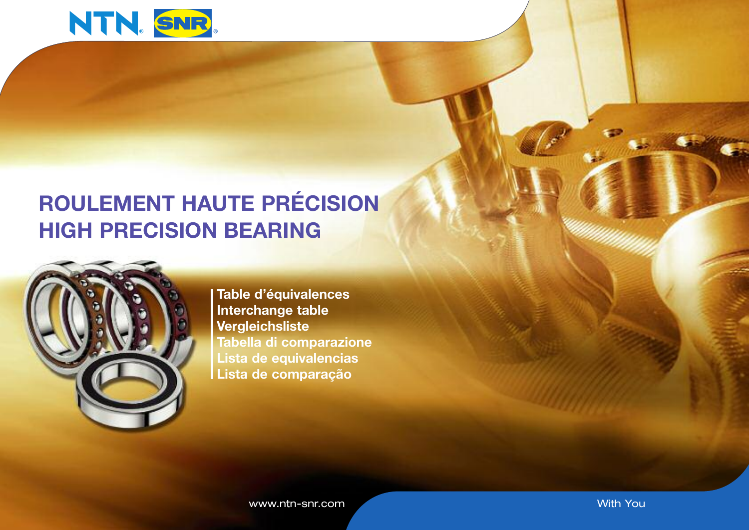NTN SNR

# ROULEMENT HAUTE PRÉCISION
# HIGH PRECISION BEARING

**Table d'équivalences**
**Interchange table**
**Vergleichsliste**
**Tabella di comparazione**
**Lista de equivalencias**
**Lista de comparação**

www.ntn-snr.com

With You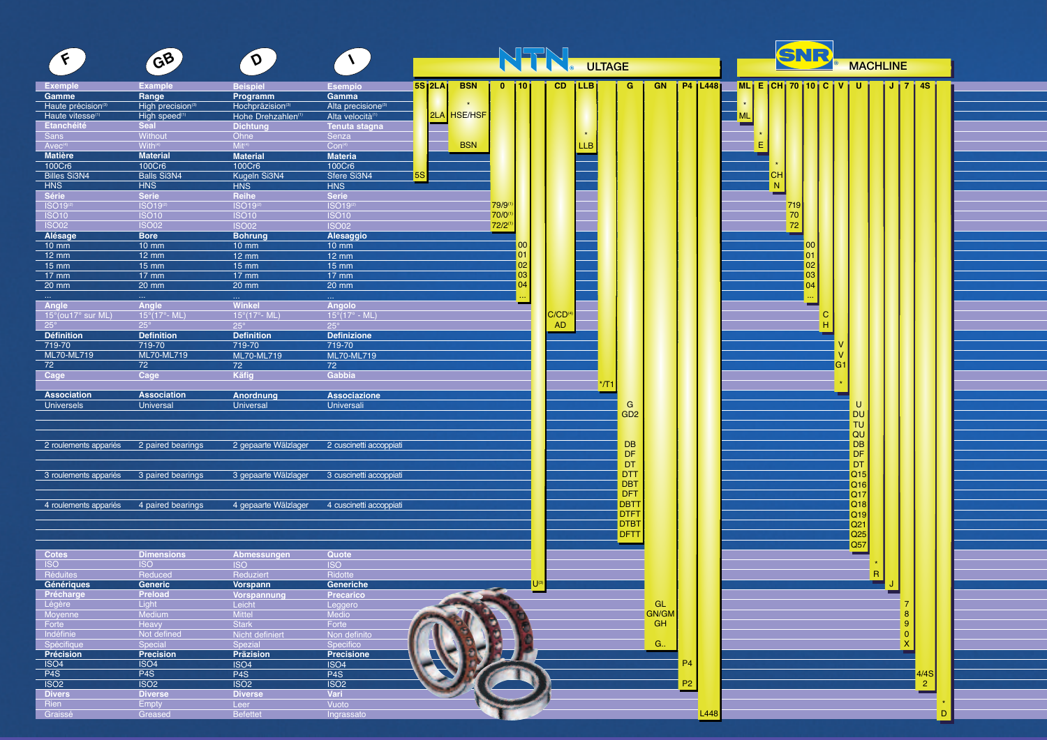| F | GB | D | I | NTN ULTAGE | | | | | | | | | | | | | SNR MACHLINE | | | | | | | | | | | | |
|---|---|---|---|---|---|---|---|---|---|---|---|---|---|---|---|---|---|---|---|---|---|---|---|---|---|---|---|---|---|
| **Exemple** | **Example** | **Beispiel** | **Esempio** | 5S | 2LA | BSN | 0 | 10 | | CD | LLB | | G | GN | P4 | L448 | ML | E | CH | 70 | 10 | C | V | U | | J | 7 | 4S | |
| **Gamme** | **Range** | **Programm** | **Gamma** | | | | | | | | | | | | | | | | | | | | | | | | | | |
| Haute précision[3] | High precision[3] | Hochpräzision[3] | Alta precisione[3] | | | * | | | | | | | | | | | * | | | | | | | | | | | | |
| Haute vitesse[1] | High speed[1] | Hohe Drehzahlen[1] | Alta velocità[1] | | 2LA | HSE/HSF | | | | | | | | | | | ML | | | | | | | | | | | | |
| **Etanchéité** | **Seal** | **Dichtung** | **Tenuta stagna** | | | | | | | | | | | | | | | | | | | | | | | | | | |
| Sans | Without | Ohne | Senza | | | | | | | | * | | | | | | | * | | | | | | | | | | | |
| Avec[4] | With[4] | Mit[4] | Con[4] | | | BSN | | | | | LLB | | | | | | | E | | | | | | | | | | | |
| **Matière** | **Material** | **Material** | **Materia** | | | | | | | | | | | | | | | | | | | | | | | | | | |
| 100Cr6 | 100Cr6 | 100Cr6 | 100Cr6 | | | | | | | | | | | | | | | | * | | | | | | | | | | |
| Billes Si3N4 | Balls Si3N4 | Kugeln Si3N4 | Sfere Si3N4 | 5S | | | | | | | | | | | | | | | CH | | | | | | | | | | |
| HNS | HNS | HNS | HNS | | | | | | | | | | | | | | | | N | | | | | | | | | | |
| **Série** | **Serie** | **Reihe** | **Serie** | | | | | | | | | | | | | | | | | | | | | | | | | | |
| ISO19[2] | ISO19[2] | ISO19[2] | ISO19[2] | | | | 79/9[1] | | | | | | | | | | | | | 719 | | | | | | | | | |
| ISO10 | ISO10 | ISO10 | ISO10 | | | | 70/0[1] | | | | | | | | | | | | | 70 | | | | | | | | | |
| ISO02 | ISO02 | ISO02 | ISO02 | | | | 72/2[1] | | | | | | | | | | | | | 72 | | | | | | | | | |
| **Alésage** | **Bore** | **Bohrung** | **Alesaggio** | | | | | | | | | | | | | | | | | | | | | | | | | | |
| 10 mm | 10 mm | 10 mm | 10 mm | | | | | 00 | | | | | | | | | | | | | 00 | | | | | | | | |
| 12 mm | 12 mm | 12 mm | 12 mm | | | | | 01 | | | | | | | | | | | | | 01 | | | | | | | | |
| 15 mm | 15 mm | 15 mm | 15 mm | | | | | 02 | | | | | | | | | | | | | 02 | | | | | | | | |
| 17 mm | 17 mm | 17 mm | 17 mm | | | | | 03 | | | | | | | | | | | | | 03 | | | | | | | | |
| 20 mm | 20 mm | 20 mm | 20 mm | | | | | 04 | | | | | | | | | | | | | 04 | | | | | | | | |
| ... | ... | ... | ... | | | | | ... | | | | | | | | | | | | | ... | | | | | | | | |
| **Angle** | **Angle** | **Winkel** | **Angolo** | | | | | | | | | | | | | | | | | | | | | | | | | | |
| 15°(ou17° sur ML) | 15°(17°- ML) | 15°(17°- ML) | 15°(17° - ML) | | | | | | | C/CD[4] | | | | | | | | | | | | C | | | | | | | |
| 25° | 25° | 25° | 25° | | | | | | | AD | | | | | | | | | | | | H | | | | | | | |
| **Définition** | **Definition** | **Definition** | **Definizione** | | | | | | | | | | | | | | | | | | | | | | | | | | |
| 719-70 | 719-70 | 719-70 | 719-70 | | | | | | | | | | | | | | | | | | | | V | | | | | | |
| ML70-ML719 | ML70-ML719 | ML70-ML719 | ML70-ML719 | | | | | | | | | | | | | | | | | | | | V | | | | | | |
| 72 | 72 | 72 | 72 | | | | | | | | | | | | | | | | | | | | G1 | | | | | | |
| **Cage** | **Cage** | **Käfig** | **Gabbia** | | | | | | | | | */T1 | | | | | | | | | | | * | | | | | | |
| **Association** | **Association** | **Anordnung** | **Associazione** | | | | | | | | | | | | | | | | | | | | | | | | | | |
| Universels | Universal | Universal | Universali | | | | | | | | | | G | | | | | | | | | | | U | | | | | |
| | | | | | | | | | | | | | GD2 | | | | | | | | | | | DU | | | | | |
| | | | | | | | | | | | | | | | | | | | | | | | | TU | | | | | |
| | | | | | | | | | | | | | | | | | | | | | | | | QU | | | | | |
| 2 roulements appariés | 2 paired bearings | 2 gepaarte Wälzlager | 2 cuscinetti accoppiati | | | | | | | | | | DB | | | | | | | | | | | DB | | | | | |
| | | | | | | | | | | | | | DF | | | | | | | | | | | DF | | | | | |
| | | | | | | | | | | | | | DT | | | | | | | | | | | DT | | | | | |
| 3 roulements appariés | 3 paired bearings | 3 gepaarte Wälzlager | 3 cuscinetti accoppiati | | | | | | | | | | DTT | | | | | | | | | | | Q15 | | | | | |
| | | | | | | | | | | | | | DBT | | | | | | | | | | | Q16 | | | | | |
| | | | | | | | | | | | | | DFT | | | | | | | | | | | Q17 | | | | | |
| 4 roulements appariés | 4 paired bearings | 4 gepaarte Wälzlager | 4 cuscinetti accoppiati | | | | | | | | | | DBTT | | | | | | | | | | | Q18 | | | | | |
| | | | | | | | | | | | | | DTFT | | | | | | | | | | | Q19 | | | | | |
| | | | | | | | | | | | | | DTBT | | | | | | | | | | | Q21 | | | | | |
| | | | | | | | | | | | | | DFTT | | | | | | | | | | | Q25 | | | | | |
| | | | | | | | | | | | | | | | | | | | | | | | | Q57 | | | | | |
| **Cotes** | **Dimensions** | **Abmessungen** | **Quote** | | | | | | | | | | | | | | | | | | | | | | | | | | |
| ISO | ISO | ISO | ISO | | | | | | | | | | | | | | | | | | | | | | * | | | | |
| Réduites | Reduced | Reduziert | Ridotte | | | | | | | | | | | | | | | | | | | | | | R | | | | |
| **Génériques** | **Generic** | **Vorspann** | **Generiche** | | | | | | U[3] | | | | | | | | | | | | | | | | | J | | | |
| **Précharge** | **Preload** | **Vorspannung** | **Precarico** | | | | | | | | | | | | | | | | | | | | | | | | | | |
| Légère | Light | Leicht | Leggero | | | | | | | | | | | GL | | | | | | | | | | | | | 7 | | |
| Moyenne | Medium | Mittel | Medio | | | | | | | | | | | GN/GM | | | | | | | | | | | | | 8 | | |
| Forte | Heavy | Stark | Forte | | | | | | | | | | | GH | | | | | | | | | | | | | 9 | | |
| Indéfinie | Not defined | Nicht definiert | Non definito | | | | | | | | | | | | | | | | | | | | | | | | 0 | | |
| Spécifique | Special | Spezial | Specifico | | | | | | | | | | | G.. | | | | | | | | | | | | | X | | |
| **Précision** | **Precision** | **Präzision** | **Precisione** | | | | | | | | | | | | | | | | | | | | | | | | | | |
| ISO4 | ISO4 | ISO4 | ISO4 | | | | | | | | | | | | P4 | | | | | | | | | | | | | | |
| P4S | P4S | P4S | P4S | | | | | | | | | | | | | | | | | | | | | | | | | 4/4S | |
| ISO2 | ISO2 | ISO2 | ISO2 | | | | | | | | | | | | P2 | | | | | | | | | | | | | 2 | |
| **Divers** | **Diverse** | **Diverse** | **Vari** | | | | | | | | | | | | | | | | | | | | | | | | | | |
| Rien | Empty | Leer | Vuoto | | | | | | | | | | | | | | | | | | | | | | | | | | * |
| Graissé | Greased | Befettet | Ingrassato | | | | | | | | | | | | | L448 | | | | | | | | | | | | | D |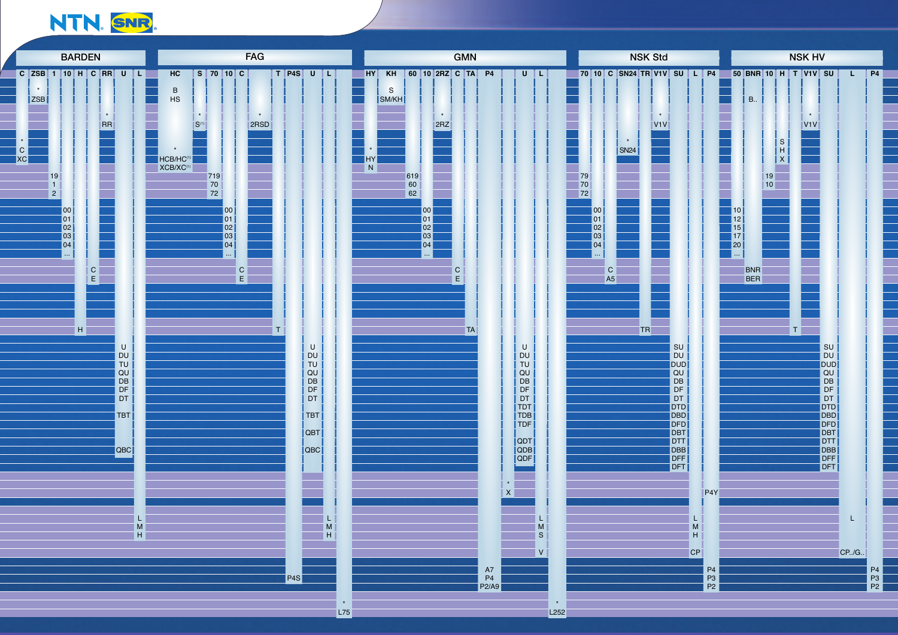**NTN SNR**

## BARDEN

| Column | Designations |
|---|---|
| C | *, C, XC |
| ZSB | *, ZSB |
| 1 | 19, 1, 2 |
| 10 | 00, 01, 02, 03, 04, ... |
| H | H |
| C | C, E |
| RR | *, RR |
| U | U, DU, TU, QU, DB, DF, DT, TBT, QBC |
| L | L, M, H |

## FAG

| Column | Designations |
|---|---|
| HC | B, HS, *, HCB/HC[1], XCB/XC[1] |
| S | *, S[1] |
| 70 | 719, 70, 72 |
| 10 | 00, 01, 02, 03, 04, ... |
| C | C, E |
| | *, 2RSD |
| T | T |
| P4S | P4S |
| U | U, DU, TU, QU, DB, DF, DT, TBT, QBT, QBC |
| L | L, M, H |
| | *, L75 |

## GMN

| Column | Designations |
|---|---|
| HY | *, HY, N |
| KH | S, SM/KH |
| 60 | 619, 60, 62 |
| 10 | 00, 01, 02, 03, 04, ... |
| 2RZ | *, 2RZ |
| C | C, E |
| TA | TA |
| P4 | A7, P4, P2/A9 |
| | *, X |
| U | U, DU, TU, QU, DB, DF, DT, TDT, TDB, TDF, QDT, QDB, QDF |
| L | L, M, S, V |
| | *, L252 |

## NSK Std

| Column | Designations |
|---|---|
| 70 | 79, 70, 72 |
| 10 | 00, 01, 02, 03, 04, ... |
| C | C, A5 |
| SN24 | *, SN24 |
| TR | TR |
| V1V | *, V1V |
| SU | SU, DU, DUD, QU, DB, DF, DT, DTD, DBD, DFD, DBT, DTT, DBB, DFF, DFT |
| L | L, M, H, CP |
| P4 | P4Y, P4, P3, P2 |

## NSK HV

| Column | Designations |
|---|---|
| 50 | 10, 12, 15, 17, 20, ... |
| BNR | B.., BNR, BER |
| 10 | 19, 10 |
| H | S, H, X |
| T | T |
| V1V | *, V1V |
| SU | SU, DU, DUD, QU, DB, DF, DT, DTD, DBD, DFD, DBT, DTT, DBB, DFF, DFT |
| L | L, CP../G.. |
| P4 | P4, P3, P2 |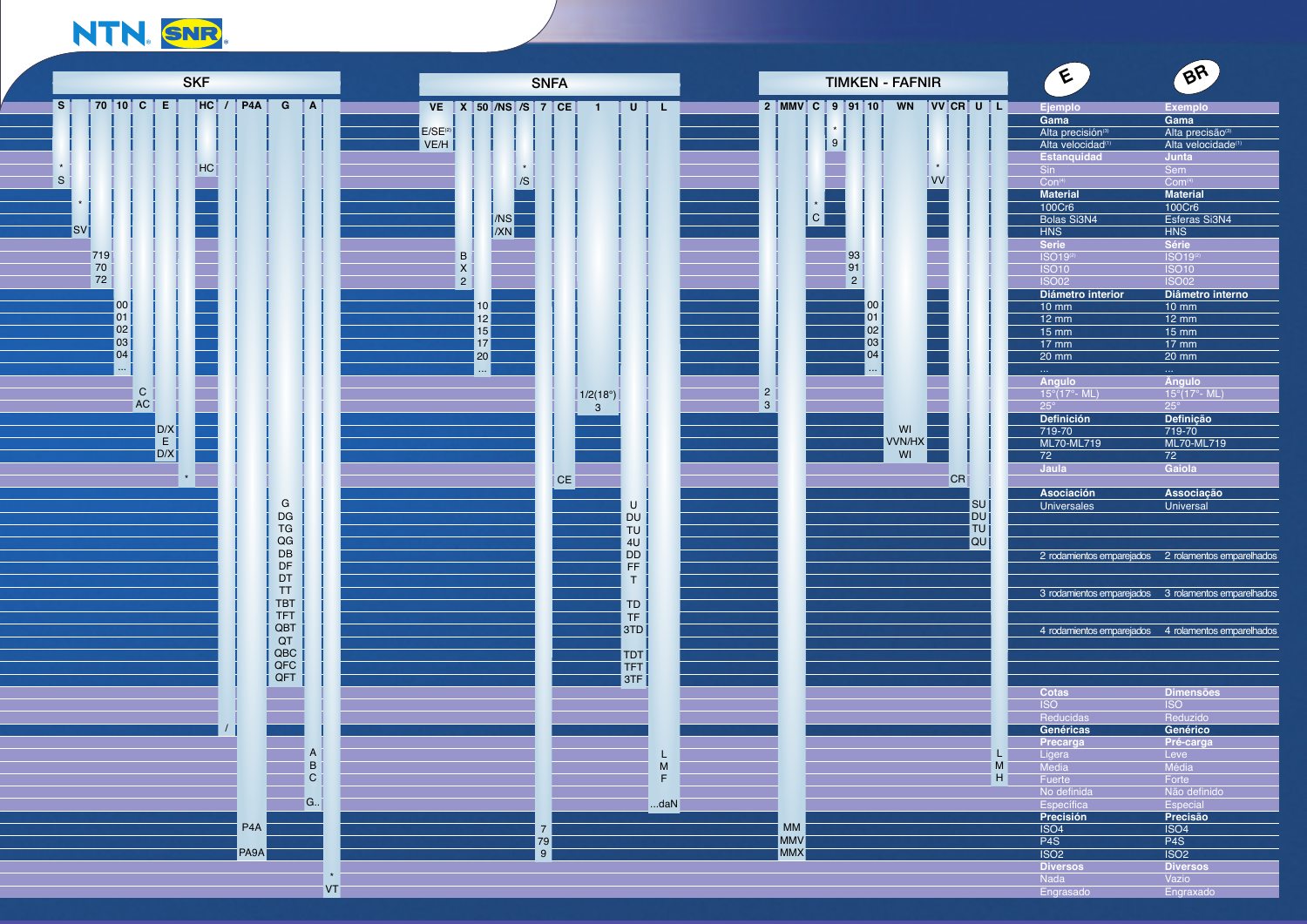| E | BR | SKF | SNFA | TIMKEN - FAFNIR |
|---|---|---|---|---|
| **Ejemplo** | **Exemplo** | S 70 10 C E HC / P4A G A | VE X 50 /NS /S 7 CE 1 U L | 2 MMV C 9 91 10 WN VV CR U L |
| **Gama** | **Gama** | | | |
| Alta precisión[3] | Alta precisão[3] | | E/SE[2] | * |
| Alta velocidad[1] | Alta velocidade[1] | | VE/H | 9 |
| **Estanquidad** | **Junta** | | | |
| Sin | Sem | * / HC | * | * |
| Con[4] | Com[4] | S | /S | VV |
| **Material** | **Material** | | | |
| 100Cr6 | 100Cr6 | * | | * |
| Bolas Si3N4 | Esferas Si3N4 | | /NS | C |
| HNS | HNS | SV | /XN | |
| **Serie** | **Série** | | | |
| ISO19[2] | ISO19[2] | 719 | B | 93 |
| ISO10 | ISO10 | 70 | X | 91 |
| ISO02 | ISO02 | 72 | 2 | 2 |
| **Diámetro interior** | **Diâmetro interno** | | | |
| 10 mm | 10 mm | 00 | 10 | 00 |
| 12 mm | 12 mm | 01 | 12 | 01 |
| 15 mm | 15 mm | 02 | 15 | 02 |
| 17 mm | 17 mm | 03 | 17 | 03 |
| 20 mm | 20 mm | 04 | 20 | 04 |
| ... | ... | ... | ... | ... |
| **Angulo** | **Angulo** | | | |
| 15°(17°- ML) | 15°(17°- ML) | C | 1/2(18°) | 2 |
| 25° | 25° | AC | 3 | 3 |
| **Definición** | **Definição** | | | |
| 719-70 | 719-70 | D/X | | WI |
| ML70-ML719 | ML70-ML719 | E | | VVN/HX |
| 72 | 72 | D/X | | WI |
| **Jaula** | **Gaiola** | * | CE | CR |
| **Asociación** | **Associação** | | | |
| Universales | Universal | G | U | SU |
| | | DG | DU | DU |
| | | TG | TU | TU |
| | | QG | 4U | QU |
| 2 rodamientos emparejados | 2 rolamentos emparelhados | DB | DD | |
| | | DF | FF | |
| | | DT | T | |
| 3 rodamientos emparejados | 3 rolamentos emparelhados | TT | | |
| | | TBT | TD | |
| | | TFT | TF | |
| 4 rodamientos emparejados | 4 rolamentos emparelhados | QBT | 3TD | |
| | | QT | | |
| | | QBC | TDT | |
| | | QFC | TFT | |
| | | QFT | 3TF | |
| **Cotas** | **Dimensões** | | | |
| ISO | ISO | | | |
| Reducidas | Reduzido | | | |
| **Genéricas** | **Genérico** | / | | |
| **Precarga** | **Pré-carga** | | | |
| Ligera | Leve | A | L | L |
| Media | Média | B | M | M |
| Fuerte | Forte | C | F | H |
| No definida | Não definido | | | |
| Específica | Especial | G.. | ...daN | |
| **Precisión** | **Precisão** | | | |
| ISO4 | ISO4 | P4A | 7 | MM |
| P4S | P4S | | 79 | MMV |
| ISO2 | ISO2 | PA9A | 9 | MMX |
| **Diversos** | **Diversos** | | | |
| Nada | Vazio | * | | |
| Engrasado | Engraxado | VT | | |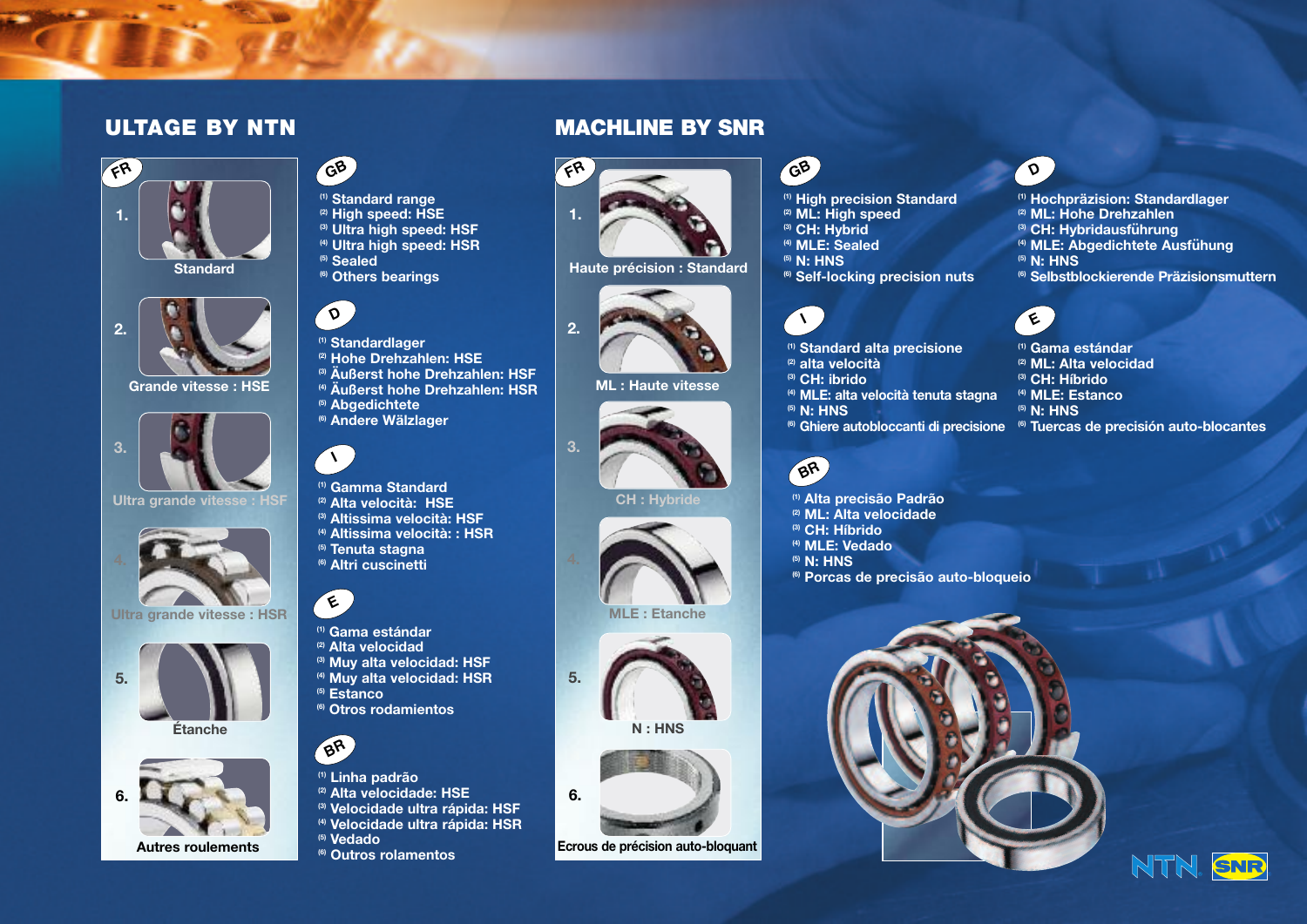## ULTAGE BY NTN

**FR**

1. Standard
2. Grande vitesse : HSE
3. Ultra grande vitesse : HSF
4. Ultra grande vitesse : HSR
5. Étanche
6. Autres roulements

**GB**

(1) Standard range
(2) High speed: HSE
(3) Ultra high speed: HSF
(4) Ultra high speed: HSR
(5) Sealed
(6) Others bearings

**D**

(1) Standardlager
(2) Hohe Drehzahlen: HSE
(3) Äußerst hohe Drehzahlen: HSF
(4) Äußerst hohe Drehzahlen: HSR
(5) Abgedichtete
(6) Andere Wälzlager

**I**

(1) Gamma Standard
(2) Alta velocità: HSE
(3) Altissima velocità: HSF
(4) Altissima velocità: : HSR
(5) Tenuta stagna
(6) Altri cuscinetti

**E**

(1) Gama estándar
(2) Alta velocidad
(3) Muy alta velocidad: HSF
(4) Muy alta velocidad: HSR
(5) Estanco
(6) Otros rodamientos

**BR**

(1) Linha padrão
(2) Alta velocidade: HSE
(3) Velocidade ultra rápida: HSF
(4) Velocidade ultra rápida: HSR
(5) Vedado
(6) Outros rolamentos

## MACHLINE BY SNR

**FR**

1. Haute précision : Standard
2. ML : Haute vitesse
3. CH : Hybride
4. MLE : Etanche
5. N : HNS
6. Ecrous de précision auto-bloquant

**GB**

(1) High precision Standard
(2) ML: High speed
(3) CH: Hybrid
(4) MLE: Sealed
(5) N: HNS
(6) Self-locking precision nuts

**D**

(1) Hochpräzision: Standardlager
(2) ML: Hohe Drehzahlen
(3) CH: Hybridausführung
(4) MLE: Abgedichtete Ausfühung
(5) N: HNS
(6) Selbstblockierende Präzisionsmuttern

**I**

(1) Standard alta precisione
(2) alta velocità
(3) CH: ibrido
(4) MLE: alta velocità tenuta stagna
(5) N: HNS
(6) Ghiere autobloccanti di precisione

**E**

(1) Gama estándar
(2) ML: Alta velocidad
(3) CH: Híbrido
(4) MLE: Estanco
(5) N: HNS
(6) Tuercas de precisión auto-blocantes

**BR**

(1) Alta precisão Padrão
(2) ML: Alta velocidade
(3) CH: Híbrido
(4) MLE: Vedado
(5) N: HNS
(6) Porcas de precisão auto-bloqueio

NTN SNR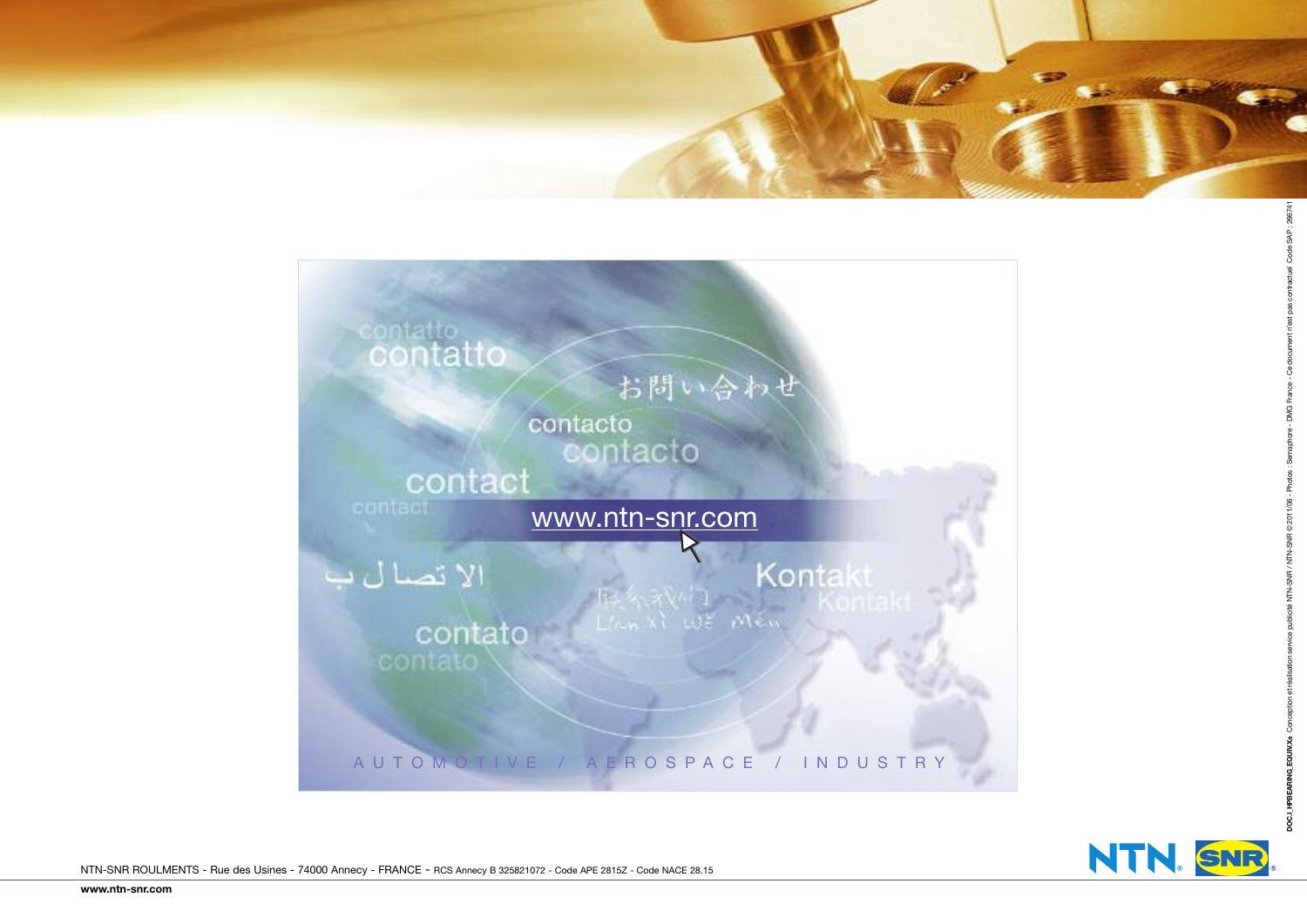contatto

お問い合わせ

contacto

contact

www.ntn-snr.com

الا تصا ل ب

联系我们
Lián xì wǒ mén

Kontakt

contato

AUTOMOTIVE / AEROSPACE / INDUSTRY

DOC.I_HPBEARING_EQUIV.Xa Conception et réalisation service publicité NTN-SNR / NTN-SNR © 2011/06 - Photos : Semaphore - DMG France - Ce document n'est pas contractuel Code SAP : 266741

NTN-SNR ROULMENTS - Rue des Usines - 74000 Annecy - FRANCE - RCS Annecy B 325821072 - Code APE 2815Z - Code NACE 28.15

**www.ntn-snr.com**